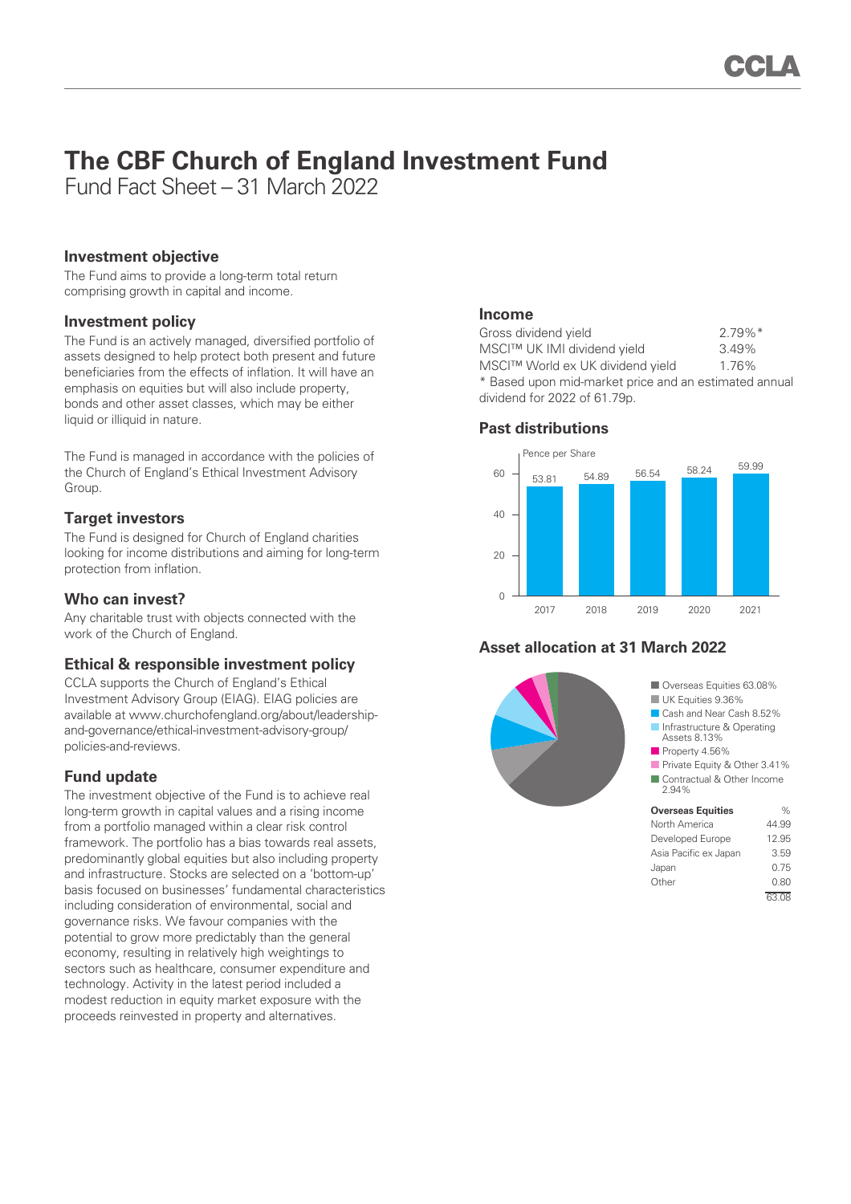# The CBF Church of England Investment Fund

Fund Fact Sheet – 31 March 2022

## Investment objective

The Fund aims to provide a long-term total return comprising growth in capital and income.

## Investment policy

The Fund is an actively managed, diversified portfolio of assets designed to help protect both present and future beneficiaries from the effects of inflation. It will have an emphasis on equities but will also include property, bonds and other asset classes, which may be either liquid or illiquid in nature.

The Fund is managed in accordance with the policies of the Church of England's Ethical Investment Advisory Group.

## Target investors

The Fund is designed for Church of England charities looking for income distributions and aiming for long-term protection from inflation.

## Who can invest?

Any charitable trust with objects connected with the work of the Church of England.

## Ethical & responsible investment policy

CCLA supports the Church of England's Ethical Investment Advisory Group (EIAG). EIAG policies are available at www.churchofengland.org/about/leadership-and-governance/ethical-investment-advisory-group/policies-and-reviews.

## Fund update

The investment objective of the Fund is to achieve real long-term growth in capital values and a rising income from a portfolio managed within a clear risk control framework. The portfolio has a bias towards real assets, predominantly global equities but also including property and infrastructure. Stocks are selected on a 'bottom-up' basis focused on businesses' fundamental characteristics including consideration of environmental, social and governance risks. We favour companies with the potential to grow more predictably than the general economy, resulting in relatively high weightings to sectors such as healthcare, consumer expenditure and technology. Activity in the latest period included a modest reduction in equity market exposure with the proceeds reinvested in property and alternatives.

## Income

| | |
|---|---|
| Gross dividend yield | 2.79%* |
| MSCI™ UK IMI dividend yield | 3.49% |
| MSCI™ World ex UK dividend yield | 1.76% |

* Based upon mid-market price and an estimated annual dividend for 2022 of 61.79p.

## Past distributions

Pence per Share

| Year | 2017 | 2018 | 2019 | 2020 | 2021 |
|---|---|---|---|---|---|
| Pence per Share | 53.81 | 54.89 | 56.54 | 58.24 | 59.99 |

## Asset allocation at 31 March 2022

| Asset class | % |
|---|---|
| Overseas Equities | 63.08% |
| UK Equities | 9.36% |
| Cash and Near Cash | 8.52% |
| Infrastructure & Operating Assets | 8.13% |
| Property | 4.56% |
| Private Equity & Other | 3.41% |
| Contractual & Other Income | 2.94% |

| Overseas Equities | % |
|---|---|
| North America | 44.99 |
| Developed Europe | 12.95 |
| Asia Pacific ex Japan | 3.59 |
| Japan | 0.75 |
| Other | 0.80 |
| | 63.08 |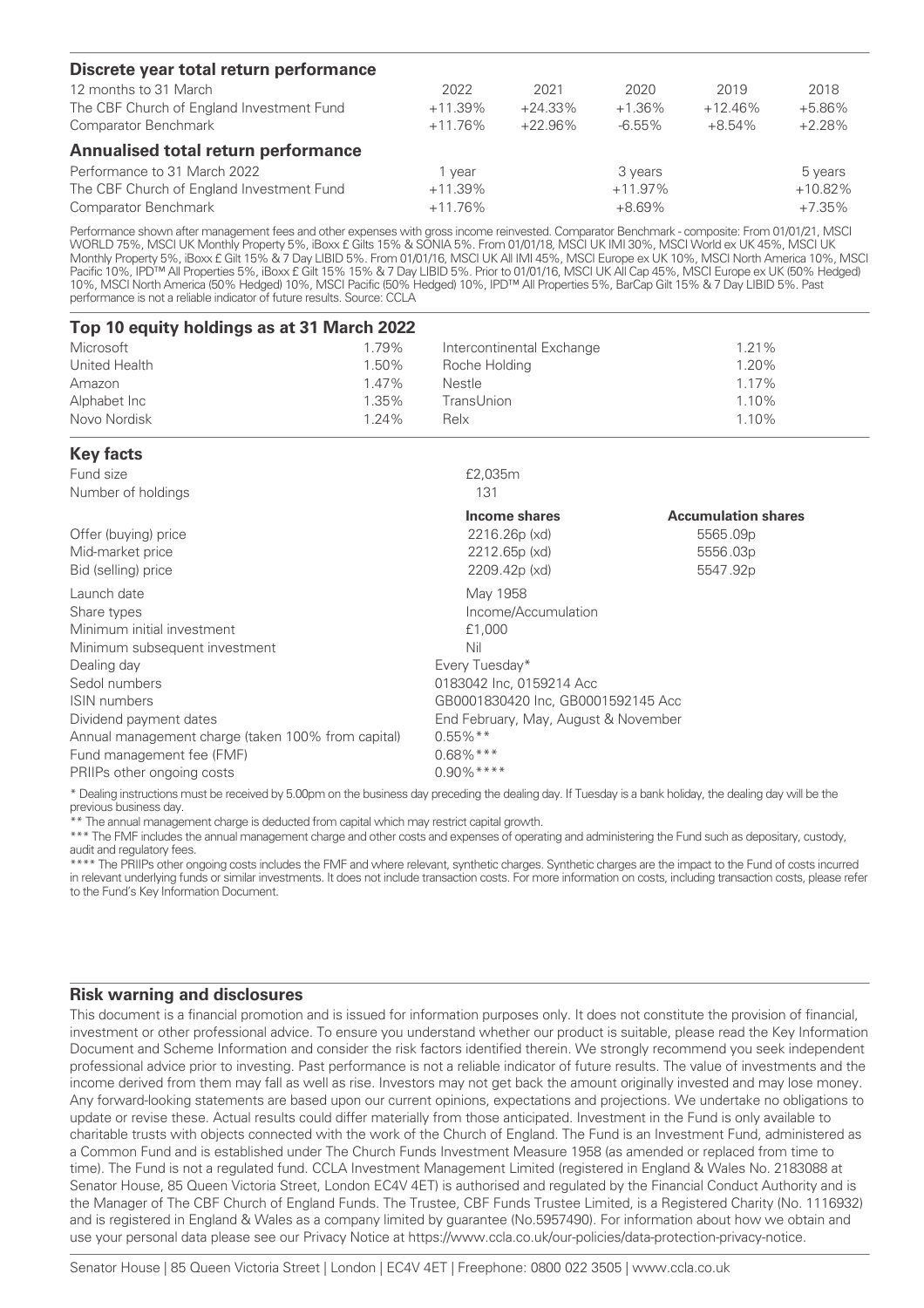## Discrete year total return performance

| 12 months to 31 March | 2022 | 2021 | 2020 | 2019 | 2018 |
|---|---|---|---|---|---|
| The CBF Church of England Investment Fund | +11.39% | +24.33% | +1.36% | +12.46% | +5.86% |
| Comparator Benchmark | +11.76% | +22.96% | -6.55% | +8.54% | +2.28% |

## Annualised total return performance

| Performance to 31 March 2022 | 1 year | 3 years | 5 years |
|---|---|---|---|
| The CBF Church of England Investment Fund | +11.39% | +11.97% | +10.82% |
| Comparator Benchmark | +11.76% | +8.69% | +7.35% |

Performance shown after management fees and other expenses with gross income reinvested. Comparator Benchmark - composite: From 01/01/21, MSCI WORLD 75%, MSCI UK Monthly Property 5%, iBoxx £ Gilts 15% & SONIA 5%. From 01/01/18, MSCI UK IMI 30%, MSCI World ex UK 45%, MSCI UK Monthly Property 5%, iBoxx £ Gilt 15% & 7 Day LIBID 5%. From 01/01/16, MSCI UK All IMI 45%, MSCI Europe ex UK 10%, MSCI North America 10%, MSCI Pacific 10%, IPD™ All Properties 5%, iBoxx £ Gilt 15% 15% & 7 Day LIBID 5%. Prior to 01/01/16, MSCI UK All Cap 45%, MSCI Europe ex UK (50% Hedged) 10%, MSCI North America (50% Hedged) 10%, MSCI Pacific (50% Hedged) 10%, IPD™ All Properties 5%, BarCap Gilt 15% & 7 Day LIBID 5%. Past performance is not a reliable indicator of future results. Source: CCLA

## Top 10 equity holdings as at 31 March 2022

| | | | |
|---|---|---|---|
| Microsoft | 1.79% | Intercontinental Exchange | 1.21% |
| United Health | 1.50% | Roche Holding | 1.20% |
| Amazon | 1.47% | Nestle | 1.17% |
| Alphabet Inc | 1.35% | TransUnion | 1.10% |
| Novo Nordisk | 1.24% | Relx | 1.10% |

## Key facts

| | | |
|---|---|---|
| Fund size | £2,035m | |
| Number of holdings | 131 | |
| | **Income shares** | **Accumulation shares** |
| Offer (buying) price | 2216.26p (xd) | 5565.09p |
| Mid-market price | 2212.65p (xd) | 5556.03p |
| Bid (selling) price | 2209.42p (xd) | 5547.92p |
| Launch date | May 1958 | |
| Share types | Income/Accumulation | |
| Minimum initial investment | £1,000 | |
| Minimum subsequent investment | Nil | |
| Dealing day | Every Tuesday* | |
| Sedol numbers | 0183042 Inc, 0159214 Acc | |
| ISIN numbers | GB0001830420 Inc, GB0001592145 Acc | |
| Dividend payment dates | End February, May, August & November | |
| Annual management charge (taken 100% from capital) | 0.55%** | |
| Fund management fee (FMF) | 0.68%*** | |
| PRIIPs other ongoing costs | 0.90%**** | |

* Dealing instructions must be received by 5.00pm on the business day preceding the dealing day. If Tuesday is a bank holiday, the dealing day will be the previous business day.

** The annual management charge is deducted from capital which may restrict capital growth.

*** The FMF includes the annual management charge and other costs and expenses of operating and administering the Fund such as depositary, custody, audit and regulatory fees.

**** The PRIIPs other ongoing costs includes the FMF and where relevant, synthetic charges. Synthetic charges are the impact to the Fund of costs incurred in relevant underlying funds or similar investments. It does not include transaction costs. For more information on costs, including transaction costs, please refer to the Fund's Key Information Document.

## Risk warning and disclosures

This document is a financial promotion and is issued for information purposes only. It does not constitute the provision of financial, investment or other professional advice. To ensure you understand whether our product is suitable, please read the Key Information Document and Scheme Information and consider the risk factors identified therein. We strongly recommend you seek independent professional advice prior to investing. Past performance is not a reliable indicator of future results. The value of investments and the income derived from them may fall as well as rise. Investors may not get back the amount originally invested and may lose money. Any forward-looking statements are based upon our current opinions, expectations and projections. We undertake no obligations to update or revise these. Actual results could differ materially from those anticipated. Investment in the Fund is only available to charitable trusts with objects connected with the work of the Church of England. The Fund is an Investment Fund, administered as a Common Fund and is established under The Church Funds Investment Measure 1958 (as amended or replaced from time to time). The Fund is not a regulated fund. CCLA Investment Management Limited (registered in England & Wales No. 2183088 at Senator House, 85 Queen Victoria Street, London EC4V 4ET) is authorised and regulated by the Financial Conduct Authority and is the Manager of The CBF Church of England Funds. The Trustee, CBF Funds Trustee Limited, is a Registered Charity (No. 1116932) and is registered in England & Wales as a company limited by guarantee (No.5957490). For information about how we obtain and use your personal data please see our Privacy Notice at https://www.ccla.co.uk/our-policies/data-protection-privacy-notice.

Senator House | 85 Queen Victoria Street | London | EC4V 4ET | Freephone: 0800 022 3505 | www.ccla.co.uk